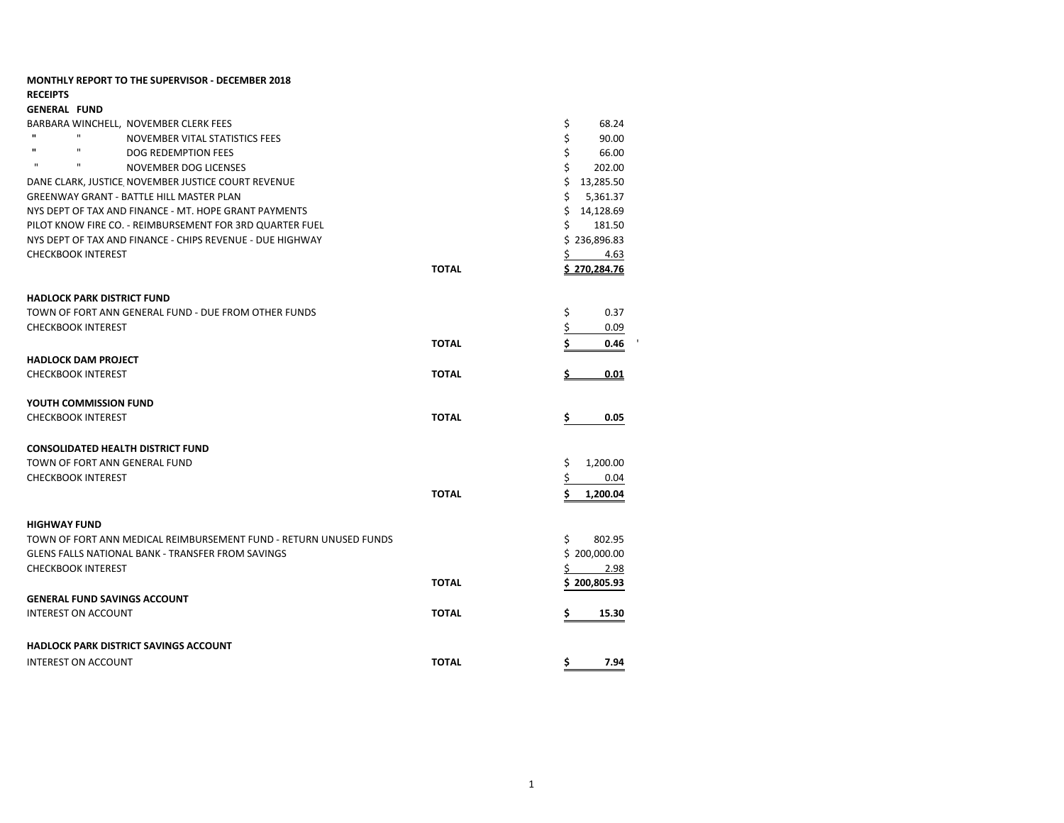**MONTHLY REPORT TO THE SUPERVISOR - DECEMBER 2018**

**RECEIPTS**

**GENERAL FUND**

| | | |
|---|---|---|
| BARBARA WINCHELL, NOVEMBER CLERK FEES | | $ 68.24 |
| " " NOVEMBER VITAL STATISTICS FEES | | $ 90.00 |
| " " DOG REDEMPTION FEES | | $ 66.00 |
| " " NOVEMBER DOG LICENSES | | $ 202.00 |
| DANE CLARK, JUSTICE, NOVEMBER JUSTICE COURT REVENUE | | $ 13,285.50 |
| GREENWAY GRANT - BATTLE HILL MASTER PLAN | | $ 5,361.37 |
| NYS DEPT OF TAX AND FINANCE - MT. HOPE GRANT PAYMENTS | | $ 14,128.69 |
| PILOT KNOW FIRE CO. - REIMBURSEMENT FOR 3RD QUARTER FUEL | | $ 181.50 |
| NYS DEPT OF TAX AND FINANCE - CHIPS REVENUE - DUE HIGHWAY | | $ 236,896.83 |
| CHECKBOOK INTEREST | | $ 4.63 |
| | **TOTAL** | **$ 270,284.76** |

**HADLOCK PARK DISTRICT FUND**

| | | |
|---|---|---|
| TOWN OF FORT ANN GENERAL FUND - DUE FROM OTHER FUNDS | | $ 0.37 |
| CHECKBOOK INTEREST | | $ 0.09 |
| | **TOTAL** | **$ 0.46** |

**HADLOCK DAM PROJECT**

| | | |
|---|---|---|
| CHECKBOOK INTEREST | **TOTAL** | **$ 0.01** |

**YOUTH COMMISSION FUND**

| | | |
|---|---|---|
| CHECKBOOK INTEREST | **TOTAL** | **$ 0.05** |

**CONSOLIDATED HEALTH DISTRICT FUND**

| | | |
|---|---|---|
| TOWN OF FORT ANN GENERAL FUND | | $ 1,200.00 |
| CHECKBOOK INTEREST | | $ 0.04 |
| | **TOTAL** | **$ 1,200.04** |

**HIGHWAY FUND**

| | | |
|---|---|---|
| TOWN OF FORT ANN MEDICAL REIMBURSEMENT FUND - RETURN UNUSED FUNDS | | $ 802.95 |
| GLENS FALLS NATIONAL BANK - TRANSFER FROM SAVINGS | | $ 200,000.00 |
| CHECKBOOK INTEREST | | $ 2.98 |
| | **TOTAL** | **$ 200,805.93** |

**GENERAL FUND SAVINGS ACCOUNT**

| | | |
|---|---|---|
| INTEREST ON ACCOUNT | **TOTAL** | **$ 15.30** |

**HADLOCK PARK DISTRICT SAVINGS ACCOUNT**

| | | |
|---|---|---|
| INTEREST ON ACCOUNT | **TOTAL** | **$ 7.94** |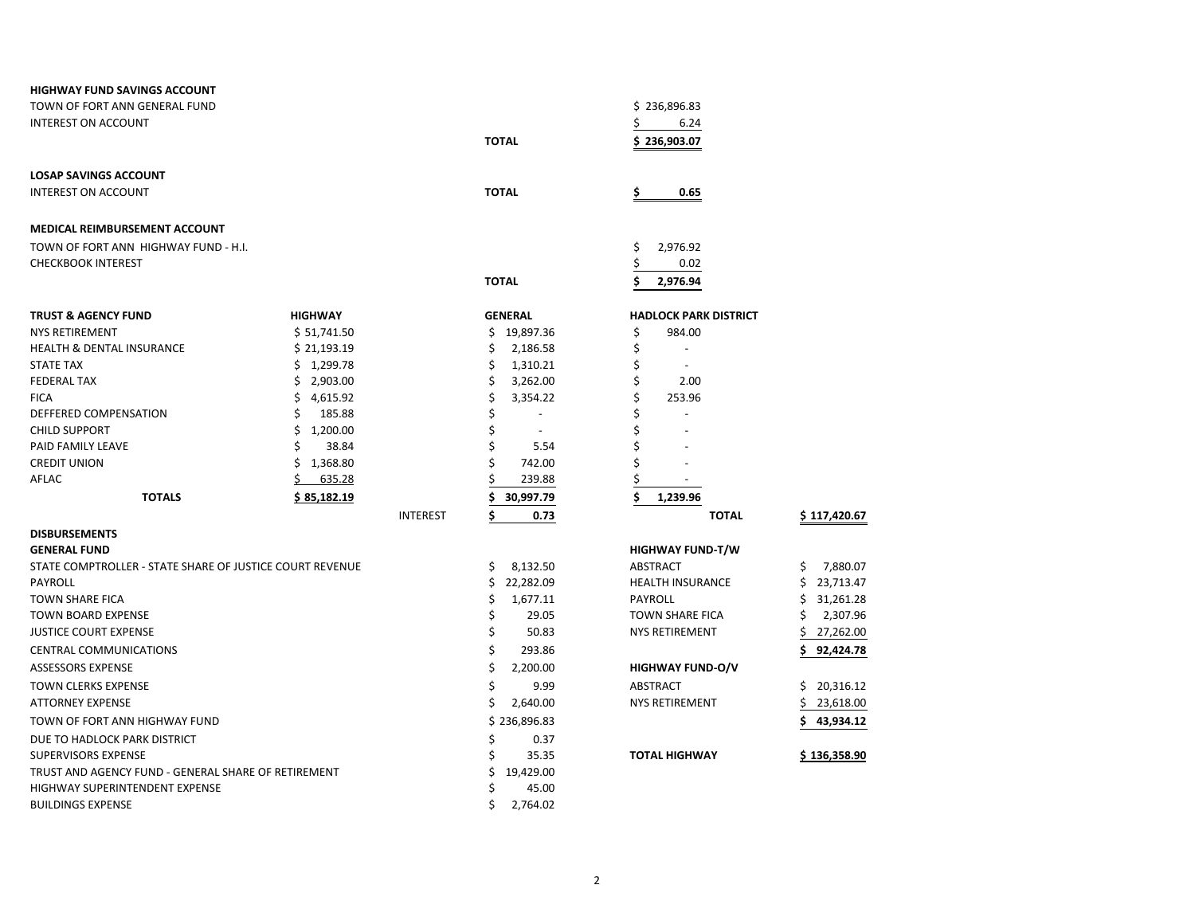**HIGHWAY FUND SAVINGS ACCOUNT**

| | | |
|---|---|---|
| TOWN OF FORT ANN GENERAL FUND | | $ 236,896.83 |
| INTEREST ON ACCOUNT | | $ 6.24 |
| | **TOTAL** | **$ 236,903.07** |

**LOSAP SAVINGS ACCOUNT**

| | | |
|---|---|---|
| INTEREST ON ACCOUNT | **TOTAL** | **$ 0.65** |

**MEDICAL REIMBURSEMENT ACCOUNT**

| | | |
|---|---|---|
| TOWN OF FORT ANN HIGHWAY FUND - H.I. | | $ 2,976.92 |
| CHECKBOOK INTEREST | | $ 0.02 |
| | **TOTAL** | **$ 2,976.94** |

| **TRUST & AGENCY FUND** | **HIGHWAY** | | **GENERAL** | **HADLOCK PARK DISTRICT** | | |
|---|---|---|---|---|---|---|
| NYS RETIREMENT | $ 51,741.50 | | $ 19,897.36 | $ 984.00 | | |
| HEALTH & DENTAL INSURANCE | $ 21,193.19 | | $ 2,186.58 | $ - | | |
| STATE TAX | $ 1,299.78 | | $ 1,310.21 | $ - | | |
| FEDERAL TAX | $ 2,903.00 | | $ 3,262.00 | $ 2.00 | | |
| FICA | $ 4,615.92 | | $ 3,354.22 | $ 253.96 | | |
| DEFFERED COMPENSATION | $ 185.88 | | $ - | $ - | | |
| CHILD SUPPORT | $ 1,200.00 | | $ - | $ - | | |
| PAID FAMILY LEAVE | $ 38.84 | | $ 5.54 | $ - | | |
| CREDIT UNION | $ 1,368.80 | | $ 742.00 | $ - | | |
| AFLAC | $ 635.28 | | $ 239.88 | $ - | | |
| **TOTALS** | **$ 85,182.19** | | **$ 30,997.79** | **$ 1,239.96** | | |
| | | INTEREST | **$ 0.73** | | **TOTAL** | **$ 117,420.67** |

**DISBURSEMENTS**

| **GENERAL FUND** | | **HIGHWAY FUND-T/W** | |
|---|---|---|---|
| STATE COMPTROLLER - STATE SHARE OF JUSTICE COURT REVENUE | $ 8,132.50 | ABSTRACT | $ 7,880.07 |
| PAYROLL | $ 22,282.09 | HEALTH INSURANCE | $ 23,713.47 |
| TOWN SHARE FICA | $ 1,677.11 | PAYROLL | $ 31,261.28 |
| TOWN BOARD EXPENSE | $ 29.05 | TOWN SHARE FICA | $ 2,307.96 |
| JUSTICE COURT EXPENSE | $ 50.83 | NYS RETIREMENT | $ 27,262.00 |
| CENTRAL COMMUNICATIONS | $ 293.86 | | **$ 92,424.78** |
| ASSESSORS EXPENSE | $ 2,200.00 | **HIGHWAY FUND-O/V** | |
| TOWN CLERKS EXPENSE | $ 9.99 | ABSTRACT | $ 20,316.12 |
| ATTORNEY EXPENSE | $ 2,640.00 | NYS RETIREMENT | $ 23,618.00 |
| TOWN OF FORT ANN HIGHWAY FUND | $ 236,896.83 | | **$ 43,934.12** |
| DUE TO HADLOCK PARK DISTRICT | $ 0.37 | | |
| SUPERVISORS EXPENSE | $ 35.35 | **TOTAL HIGHWAY** | **$ 136,358.90** |
| TRUST AND AGENCY FUND - GENERAL SHARE OF RETIREMENT | $ 19,429.00 | | |
| HIGHWAY SUPERINTENDENT EXPENSE | $ 45.00 | | |
| BUILDINGS EXPENSE | $ 2,764.02 | | |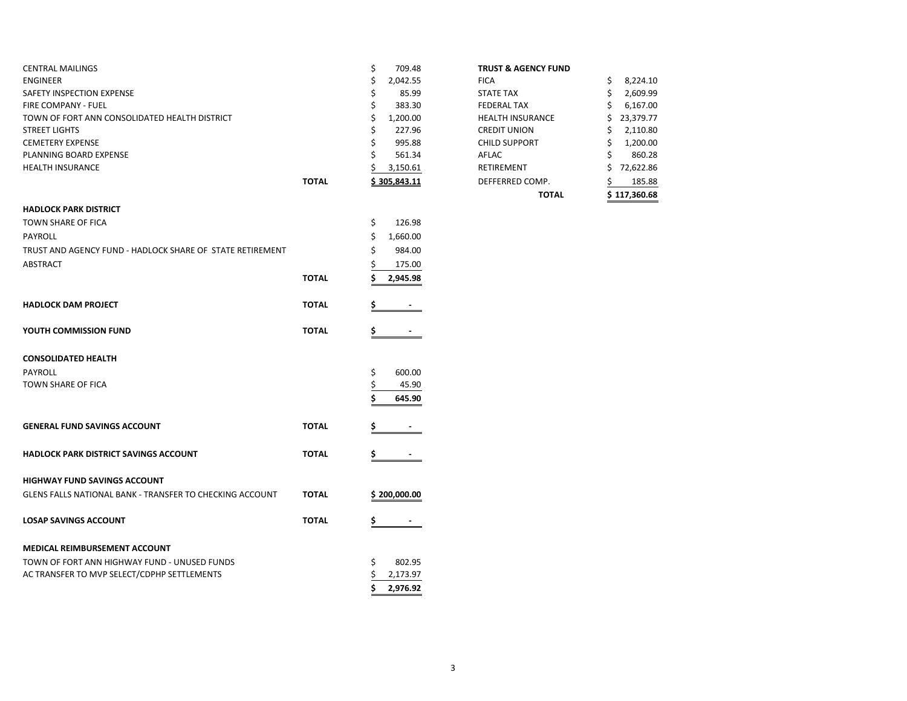| | | |
|---|---|---|
| CENTRAL MAILINGS | | $ 709.48 |
| ENGINEER | | $ 2,042.55 |
| SAFETY INSPECTION EXPENSE | | $ 85.99 |
| FIRE COMPANY - FUEL | | $ 383.30 |
| TOWN OF FORT ANN CONSOLIDATED HEALTH DISTRICT | | $ 1,200.00 |
| STREET LIGHTS | | $ 227.96 |
| CEMETERY EXPENSE | | $ 995.88 |
| PLANNING BOARD EXPENSE | | $ 561.34 |
| HEALTH INSURANCE | | $ 3,150.61 |
| | **TOTAL** | **$ 305,843.11** |

| **HADLOCK PARK DISTRICT** | | |
|---|---|---|
| TOWN SHARE OF FICA | | $ 126.98 |
| PAYROLL | | $ 1,660.00 |
| TRUST AND AGENCY FUND - HADLOCK SHARE OF STATE RETIREMENT | | $ 984.00 |
| ABSTRACT | | $ 175.00 |
| | **TOTAL** | **$ 2,945.98** |

| | | |
|---|---|---|
| **HADLOCK DAM PROJECT** | **TOTAL** | **$ -** |
| **YOUTH COMMISSION FUND** | **TOTAL** | **$ -** |

| **CONSOLIDATED HEALTH** | | |
|---|---|---|
| PAYROLL | | $ 600.00 |
| TOWN SHARE OF FICA | | $ 45.90 |
| | | **$ 645.90** |

| | | |
|---|---|---|
| **GENERAL FUND SAVINGS ACCOUNT** | **TOTAL** | **$ -** |
| **HADLOCK PARK DISTRICT SAVINGS ACCOUNT** | **TOTAL** | **$ -** |

| **HIGHWAY FUND SAVINGS ACCOUNT** | | |
|---|---|---|
| GLENS FALLS NATIONAL BANK - TRANSFER TO CHECKING ACCOUNT | **TOTAL** | **$ 200,000.00** |

| | | |
|---|---|---|
| **LOSAP SAVINGS ACCOUNT** | **TOTAL** | **$ -** |

| **MEDICAL REIMBURSEMENT ACCOUNT** | | |
|---|---|---|
| TOWN OF FORT ANN HIGHWAY FUND - UNUSED FUNDS | | $ 802.95 |
| AC TRANSFER TO MVP SELECT/CDPHP SETTLEMENTS | | $ 2,173.97 |
| | | **$ 2,976.92** |

| **TRUST & AGENCY FUND** | |
|---|---|
| FICA | $ 8,224.10 |
| STATE TAX | $ 2,609.99 |
| FEDERAL TAX | $ 6,167.00 |
| HEALTH INSURANCE | $ 23,379.77 |
| CREDIT UNION | $ 2,110.80 |
| CHILD SUPPORT | $ 1,200.00 |
| AFLAC | $ 860.28 |
| RETIREMENT | $ 72,622.86 |
| DEFFERRED COMP. | $ 185.88 |
| **TOTAL** | **$ 117,360.68** |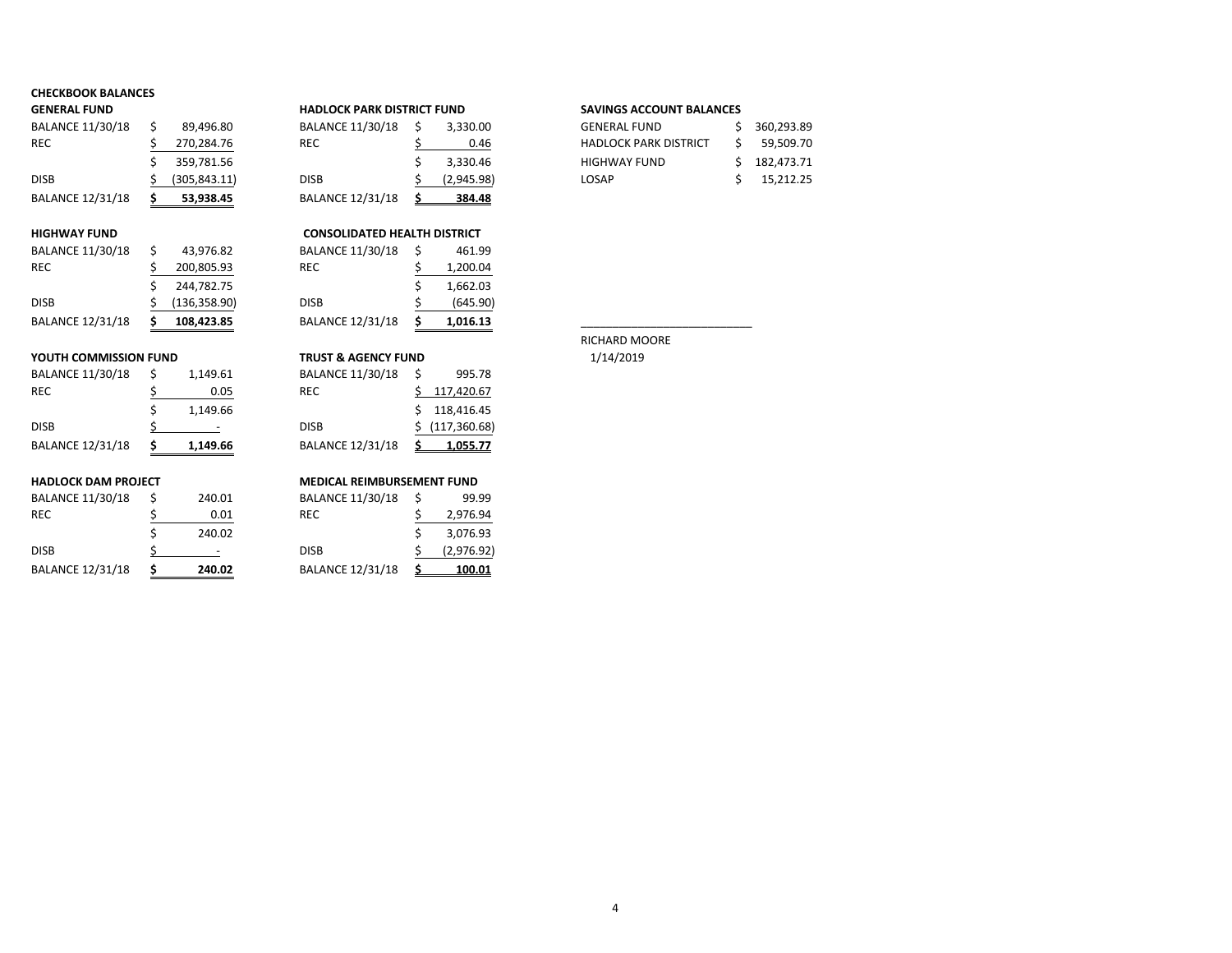**CHECKBOOK BALANCES**

**GENERAL FUND**

| | | |
|---|---|---|
| BALANCE 11/30/18 | $ | 89,496.80 |
| REC | $ | 270,284.76 |
| | $ | 359,781.56 |
| DISB | $ | (305,843.11) |
| BALANCE 12/31/18 | **$** | **53,938.45** |

**HADLOCK PARK DISTRICT FUND**

| | | |
|---|---|---|
| BALANCE 11/30/18 | $ | 3,330.00 |
| REC | $ | 0.46 |
| | $ | 3,330.46 |
| DISB | $ | (2,945.98) |
| BALANCE 12/31/18 | **$** | **384.48** |

**SAVINGS ACCOUNT BALANCES**

| | | |
|---|---|---|
| GENERAL FUND | $ | 360,293.89 |
| HADLOCK PARK DISTRICT | $ | 59,509.70 |
| HIGHWAY FUND | $ | 182,473.71 |
| LOSAP | $ | 15,212.25 |

**HIGHWAY FUND**

| | | |
|---|---|---|
| BALANCE 11/30/18 | $ | 43,976.82 |
| REC | $ | 200,805.93 |
| | $ | 244,782.75 |
| DISB | $ | (136,358.90) |
| BALANCE 12/31/18 | **$** | **108,423.85** |

**CONSOLIDATED HEALTH DISTRICT**

| | | |
|---|---|---|
| BALANCE 11/30/18 | $ | 461.99 |
| REC | $ | 1,200.04 |
| | $ | 1,662.03 |
| DISB | $ | (645.90) |
| BALANCE 12/31/18 | **$** | **1,016.13** |

**YOUTH COMMISSION FUND**

| | | |
|---|---|---|
| BALANCE 11/30/18 | $ | 1,149.61 |
| REC | $ | 0.05 |
| | $ | 1,149.66 |
| DISB | $ | - |
| BALANCE 12/31/18 | **$** | **1,149.66** |

**TRUST & AGENCY FUND**

| | | |
|---|---|---|
| BALANCE 11/30/18 | $ | 995.78 |
| REC | $ | 117,420.67 |
| | $ | 118,416.45 |
| DISB | $ | (117,360.68) |
| BALANCE 12/31/18 | **$** | **1,055.77** |

**HADLOCK DAM PROJECT**

| | | |
|---|---|---|
| BALANCE 11/30/18 | $ | 240.01 |
| REC | $ | 0.01 |
| | $ | 240.02 |
| DISB | $ | - |
| BALANCE 12/31/18 | **$** | **240.02** |

**MEDICAL REIMBURSEMENT FUND**

| | | |
|---|---|---|
| BALANCE 11/30/18 | $ | 99.99 |
| REC | $ | 2,976.94 |
| | $ | 3,076.93 |
| DISB | $ | (2,976.92) |
| BALANCE 12/31/18 | **$** | **100.01** |

___________________________

RICHARD MOORE

1/14/2019